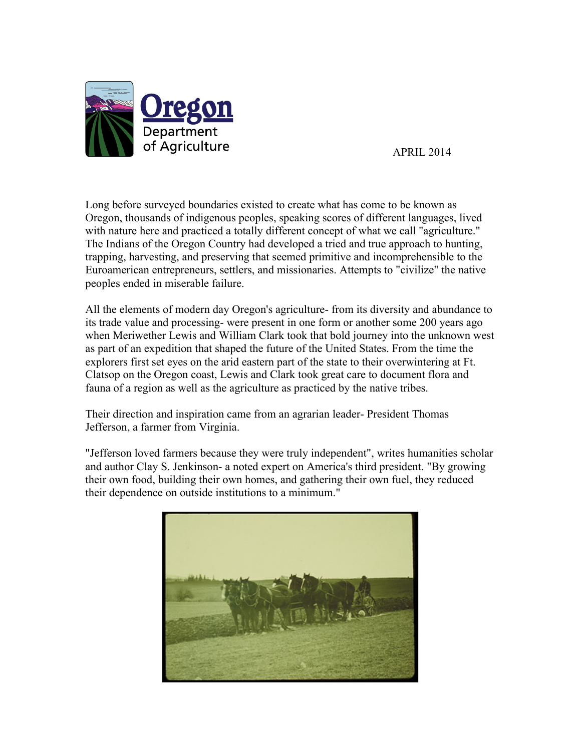Oregon Department of Agriculture

APRIL 2014

Long before surveyed boundaries existed to create what has come to be known as Oregon, thousands of indigenous peoples, speaking scores of different languages, lived with nature here and practiced a totally different concept of what we call "agriculture." The Indians of the Oregon Country had developed a tried and true approach to hunting, trapping, harvesting, and preserving that seemed primitive and incomprehensible to the Euroamerican entrepreneurs, settlers, and missionaries. Attempts to "civilize" the native peoples ended in miserable failure.

All the elements of modern day Oregon's agriculture- from its diversity and abundance to its trade value and processing- were present in one form or another some 200 years ago when Meriwether Lewis and William Clark took that bold journey into the unknown west as part of an expedition that shaped the future of the United States. From the time the explorers first set eyes on the arid eastern part of the state to their overwintering at Ft. Clatsop on the Oregon coast, Lewis and Clark took great care to document flora and fauna of a region as well as the agriculture as practiced by the native tribes.

Their direction and inspiration came from an agrarian leader- President Thomas Jefferson, a farmer from Virginia.

"Jefferson loved farmers because they were truly independent", writes humanities scholar and author Clay S. Jenkinson- a noted expert on America's third president. "By growing their own food, building their own homes, and gathering their own fuel, they reduced their dependence on outside institutions to a minimum."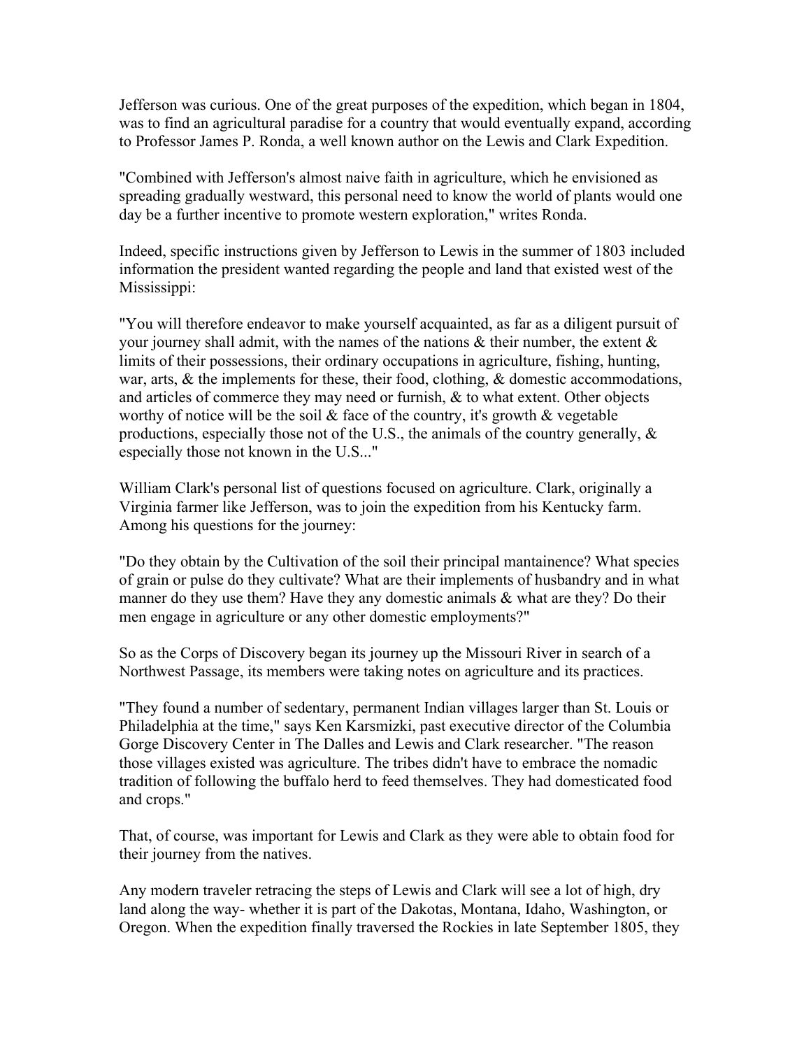Jefferson was curious. One of the great purposes of the expedition, which began in 1804, was to find an agricultural paradise for a country that would eventually expand, according to Professor James P. Ronda, a well known author on the Lewis and Clark Expedition.

"Combined with Jefferson's almost naive faith in agriculture, which he envisioned as spreading gradually westward, this personal need to know the world of plants would one day be a further incentive to promote western exploration," writes Ronda.

Indeed, specific instructions given by Jefferson to Lewis in the summer of 1803 included information the president wanted regarding the people and land that existed west of the Mississippi:

"You will therefore endeavor to make yourself acquainted, as far as a diligent pursuit of your journey shall admit, with the names of the nations & their number, the extent & limits of their possessions, their ordinary occupations in agriculture, fishing, hunting, war, arts, & the implements for these, their food, clothing, & domestic accommodations, and articles of commerce they may need or furnish, & to what extent. Other objects worthy of notice will be the soil & face of the country, it's growth & vegetable productions, especially those not of the U.S., the animals of the country generally, & especially those not known in the U.S..."

William Clark's personal list of questions focused on agriculture. Clark, originally a Virginia farmer like Jefferson, was to join the expedition from his Kentucky farm. Among his questions for the journey:

"Do they obtain by the Cultivation of the soil their principal mantainence? What species of grain or pulse do they cultivate? What are their implements of husbandry and in what manner do they use them? Have they any domestic animals & what are they? Do their men engage in agriculture or any other domestic employments?"

So as the Corps of Discovery began its journey up the Missouri River in search of a Northwest Passage, its members were taking notes on agriculture and its practices.

"They found a number of sedentary, permanent Indian villages larger than St. Louis or Philadelphia at the time," says Ken Karsmizki, past executive director of the Columbia Gorge Discovery Center in The Dalles and Lewis and Clark researcher. "The reason those villages existed was agriculture. The tribes didn't have to embrace the nomadic tradition of following the buffalo herd to feed themselves. They had domesticated food and crops."

That, of course, was important for Lewis and Clark as they were able to obtain food for their journey from the natives.

Any modern traveler retracing the steps of Lewis and Clark will see a lot of high, dry land along the way- whether it is part of the Dakotas, Montana, Idaho, Washington, or Oregon. When the expedition finally traversed the Rockies in late September 1805, they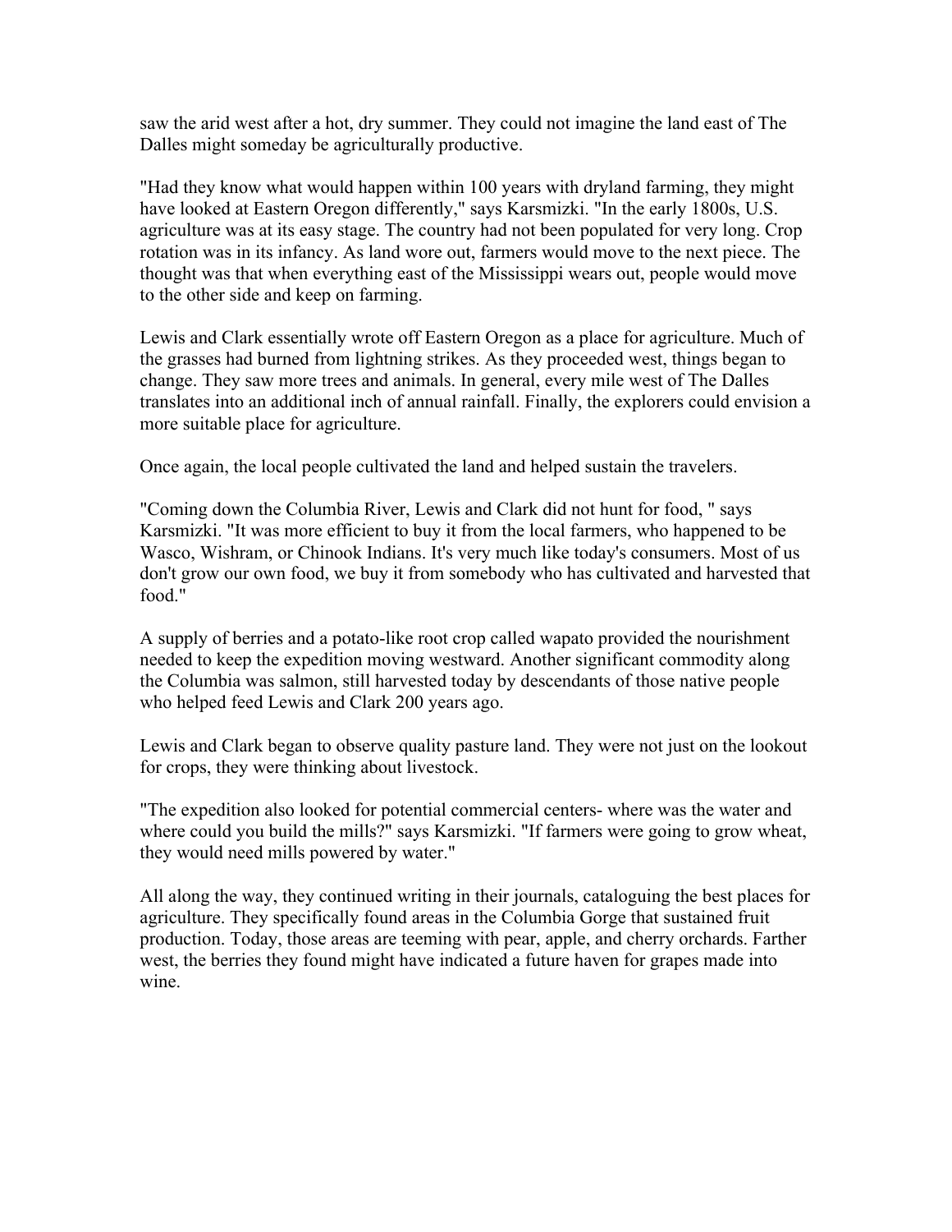saw the arid west after a hot, dry summer. They could not imagine the land east of The Dalles might someday be agriculturally productive.

"Had they know what would happen within 100 years with dryland farming, they might have looked at Eastern Oregon differently," says Karsmizki. "In the early 1800s, U.S. agriculture was at its easy stage. The country had not been populated for very long. Crop rotation was in its infancy. As land wore out, farmers would move to the next piece. The thought was that when everything east of the Mississippi wears out, people would move to the other side and keep on farming.

Lewis and Clark essentially wrote off Eastern Oregon as a place for agriculture. Much of the grasses had burned from lightning strikes. As they proceeded west, things began to change. They saw more trees and animals. In general, every mile west of The Dalles translates into an additional inch of annual rainfall. Finally, the explorers could envision a more suitable place for agriculture.

Once again, the local people cultivated the land and helped sustain the travelers.

"Coming down the Columbia River, Lewis and Clark did not hunt for food, " says Karsmizki. "It was more efficient to buy it from the local farmers, who happened to be Wasco, Wishram, or Chinook Indians. It's very much like today's consumers. Most of us don't grow our own food, we buy it from somebody who has cultivated and harvested that food."

A supply of berries and a potato-like root crop called wapato provided the nourishment needed to keep the expedition moving westward. Another significant commodity along the Columbia was salmon, still harvested today by descendants of those native people who helped feed Lewis and Clark 200 years ago.

Lewis and Clark began to observe quality pasture land. They were not just on the lookout for crops, they were thinking about livestock.

"The expedition also looked for potential commercial centers- where was the water and where could you build the mills?" says Karsmizki. "If farmers were going to grow wheat, they would need mills powered by water."

All along the way, they continued writing in their journals, cataloguing the best places for agriculture. They specifically found areas in the Columbia Gorge that sustained fruit production. Today, those areas are teeming with pear, apple, and cherry orchards. Farther west, the berries they found might have indicated a future haven for grapes made into wine.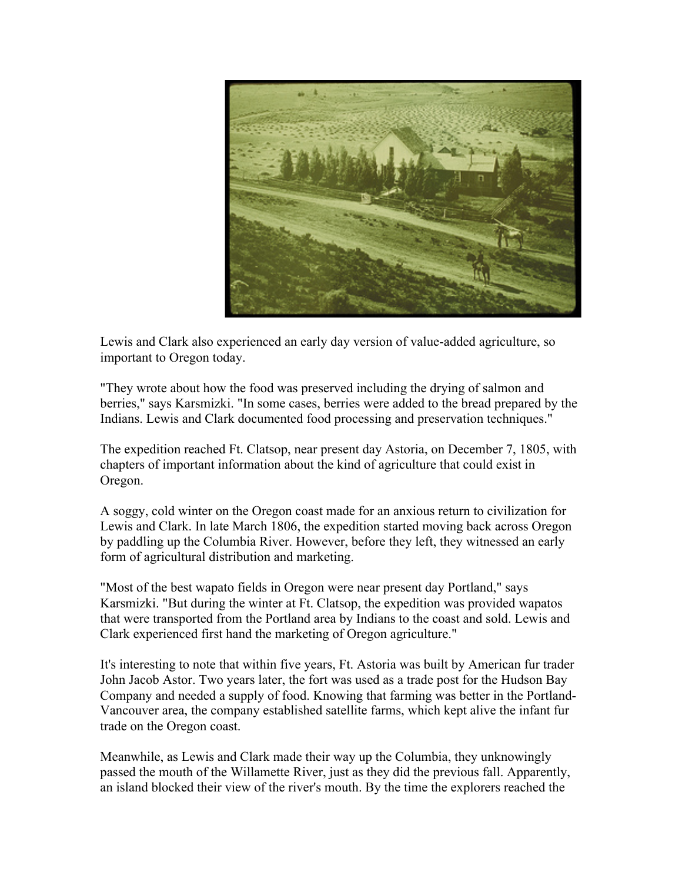Lewis and Clark also experienced an early day version of value-added agriculture, so important to Oregon today.

"They wrote about how the food was preserved including the drying of salmon and berries," says Karsmizki. "In some cases, berries were added to the bread prepared by the Indians. Lewis and Clark documented food processing and preservation techniques."

The expedition reached Ft. Clatsop, near present day Astoria, on December 7, 1805, with chapters of important information about the kind of agriculture that could exist in Oregon.

A soggy, cold winter on the Oregon coast made for an anxious return to civilization for Lewis and Clark. In late March 1806, the expedition started moving back across Oregon by paddling up the Columbia River. However, before they left, they witnessed an early form of agricultural distribution and marketing.

"Most of the best wapato fields in Oregon were near present day Portland," says Karsmizki. "But during the winter at Ft. Clatsop, the expedition was provided wapatos that were transported from the Portland area by Indians to the coast and sold. Lewis and Clark experienced first hand the marketing of Oregon agriculture."

It's interesting to note that within five years, Ft. Astoria was built by American fur trader John Jacob Astor. Two years later, the fort was used as a trade post for the Hudson Bay Company and needed a supply of food. Knowing that farming was better in the Portland-Vancouver area, the company established satellite farms, which kept alive the infant fur trade on the Oregon coast.

Meanwhile, as Lewis and Clark made their way up the Columbia, they unknowingly passed the mouth of the Willamette River, just as they did the previous fall. Apparently, an island blocked their view of the river's mouth. By the time the explorers reached the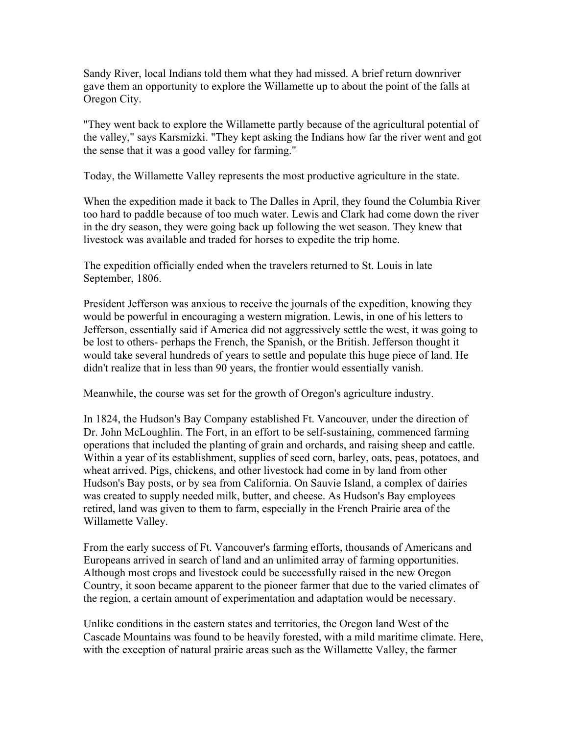Sandy River, local Indians told them what they had missed. A brief return downriver gave them an opportunity to explore the Willamette up to about the point of the falls at Oregon City.

"They went back to explore the Willamette partly because of the agricultural potential of the valley," says Karsmizki. "They kept asking the Indians how far the river went and got the sense that it was a good valley for farming."

Today, the Willamette Valley represents the most productive agriculture in the state.

When the expedition made it back to The Dalles in April, they found the Columbia River too hard to paddle because of too much water. Lewis and Clark had come down the river in the dry season, they were going back up following the wet season. They knew that livestock was available and traded for horses to expedite the trip home.

The expedition officially ended when the travelers returned to St. Louis in late September, 1806.

President Jefferson was anxious to receive the journals of the expedition, knowing they would be powerful in encouraging a western migration. Lewis, in one of his letters to Jefferson, essentially said if America did not aggressively settle the west, it was going to be lost to others- perhaps the French, the Spanish, or the British. Jefferson thought it would take several hundreds of years to settle and populate this huge piece of land. He didn't realize that in less than 90 years, the frontier would essentially vanish.

Meanwhile, the course was set for the growth of Oregon's agriculture industry.

In 1824, the Hudson's Bay Company established Ft. Vancouver, under the direction of Dr. John McLoughlin. The Fort, in an effort to be self-sustaining, commenced farming operations that included the planting of grain and orchards, and raising sheep and cattle. Within a year of its establishment, supplies of seed corn, barley, oats, peas, potatoes, and wheat arrived. Pigs, chickens, and other livestock had come in by land from other Hudson's Bay posts, or by sea from California. On Sauvie Island, a complex of dairies was created to supply needed milk, butter, and cheese. As Hudson's Bay employees retired, land was given to them to farm, especially in the French Prairie area of the Willamette Valley.

From the early success of Ft. Vancouver's farming efforts, thousands of Americans and Europeans arrived in search of land and an unlimited array of farming opportunities. Although most crops and livestock could be successfully raised in the new Oregon Country, it soon became apparent to the pioneer farmer that due to the varied climates of the region, a certain amount of experimentation and adaptation would be necessary.

Unlike conditions in the eastern states and territories, the Oregon land West of the Cascade Mountains was found to be heavily forested, with a mild maritime climate. Here, with the exception of natural prairie areas such as the Willamette Valley, the farmer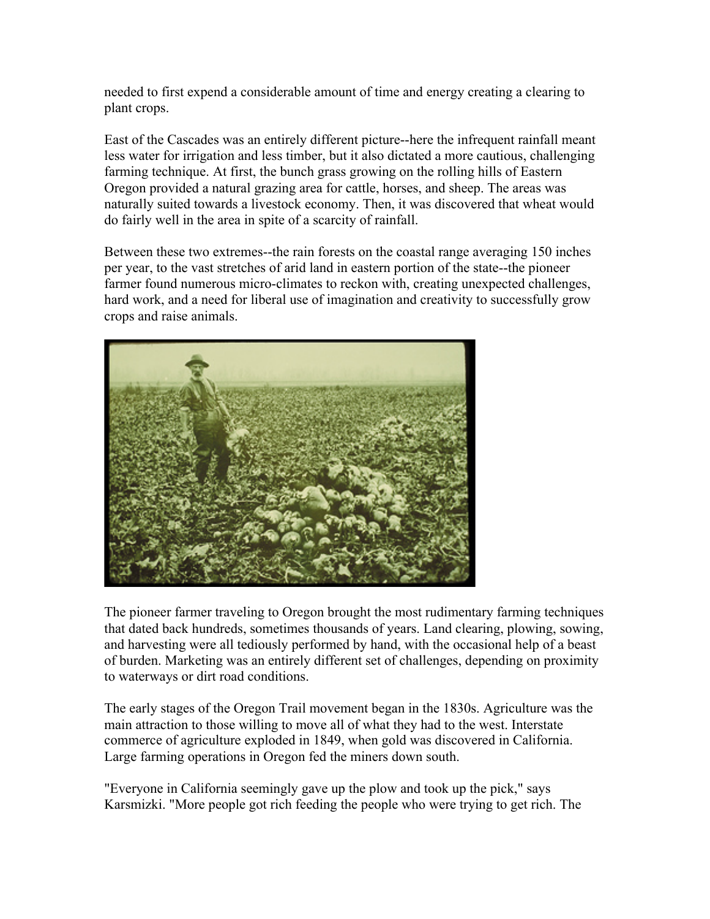needed to first expend a considerable amount of time and energy creating a clearing to plant crops.

East of the Cascades was an entirely different picture--here the infrequent rainfall meant less water for irrigation and less timber, but it also dictated a more cautious, challenging farming technique. At first, the bunch grass growing on the rolling hills of Eastern Oregon provided a natural grazing area for cattle, horses, and sheep. The areas was naturally suited towards a livestock economy. Then, it was discovered that wheat would do fairly well in the area in spite of a scarcity of rainfall.

Between these two extremes--the rain forests on the coastal range averaging 150 inches per year, to the vast stretches of arid land in eastern portion of the state--the pioneer farmer found numerous micro-climates to reckon with, creating unexpected challenges, hard work, and a need for liberal use of imagination and creativity to successfully grow crops and raise animals.

The pioneer farmer traveling to Oregon brought the most rudimentary farming techniques that dated back hundreds, sometimes thousands of years. Land clearing, plowing, sowing, and harvesting were all tediously performed by hand, with the occasional help of a beast of burden. Marketing was an entirely different set of challenges, depending on proximity to waterways or dirt road conditions.

The early stages of the Oregon Trail movement began in the 1830s. Agriculture was the main attraction to those willing to move all of what they had to the west. Interstate commerce of agriculture exploded in 1849, when gold was discovered in California. Large farming operations in Oregon fed the miners down south.

"Everyone in California seemingly gave up the plow and took up the pick," says Karsmizki. "More people got rich feeding the people who were trying to get rich. The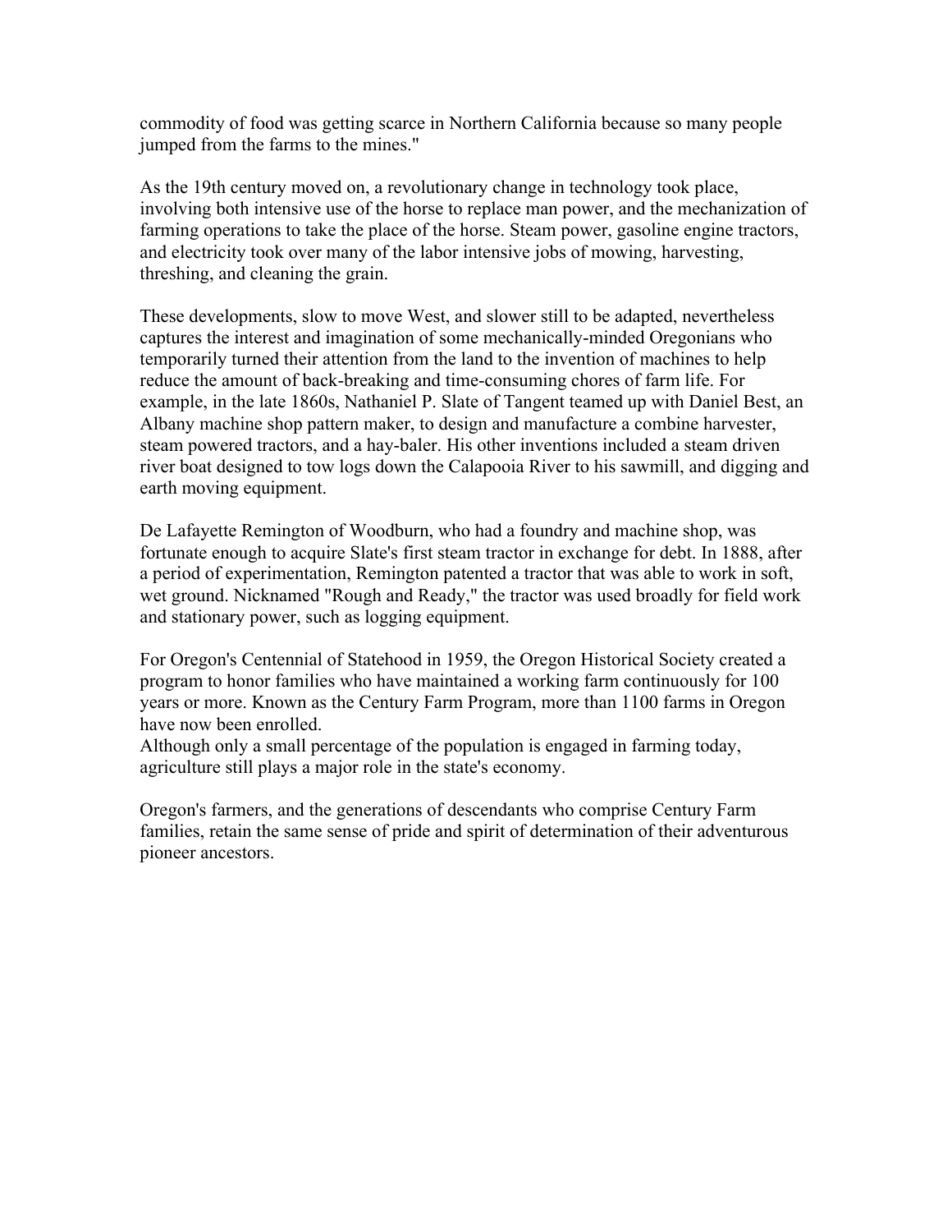commodity of food was getting scarce in Northern California because so many people jumped from the farms to the mines."

As the 19th century moved on, a revolutionary change in technology took place, involving both intensive use of the horse to replace man power, and the mechanization of farming operations to take the place of the horse. Steam power, gasoline engine tractors, and electricity took over many of the labor intensive jobs of mowing, harvesting, threshing, and cleaning the grain.

These developments, slow to move West, and slower still to be adapted, nevertheless captures the interest and imagination of some mechanically-minded Oregonians who temporarily turned their attention from the land to the invention of machines to help reduce the amount of back-breaking and time-consuming chores of farm life. For example, in the late 1860s, Nathaniel P. Slate of Tangent teamed up with Daniel Best, an Albany machine shop pattern maker, to design and manufacture a combine harvester, steam powered tractors, and a hay-baler. His other inventions included a steam driven river boat designed to tow logs down the Calapooia River to his sawmill, and digging and earth moving equipment.

De Lafayette Remington of Woodburn, who had a foundry and machine shop, was fortunate enough to acquire Slate's first steam tractor in exchange for debt. In 1888, after a period of experimentation, Remington patented a tractor that was able to work in soft, wet ground. Nicknamed "Rough and Ready," the tractor was used broadly for field work and stationary power, such as logging equipment.

For Oregon's Centennial of Statehood in 1959, the Oregon Historical Society created a program to honor families who have maintained a working farm continuously for 100 years or more. Known as the Century Farm Program, more than 1100 farms in Oregon have now been enrolled.
Although only a small percentage of the population is engaged in farming today, agriculture still plays a major role in the state's economy.

Oregon's farmers, and the generations of descendants who comprise Century Farm families, retain the same sense of pride and spirit of determination of their adventurous pioneer ancestors.